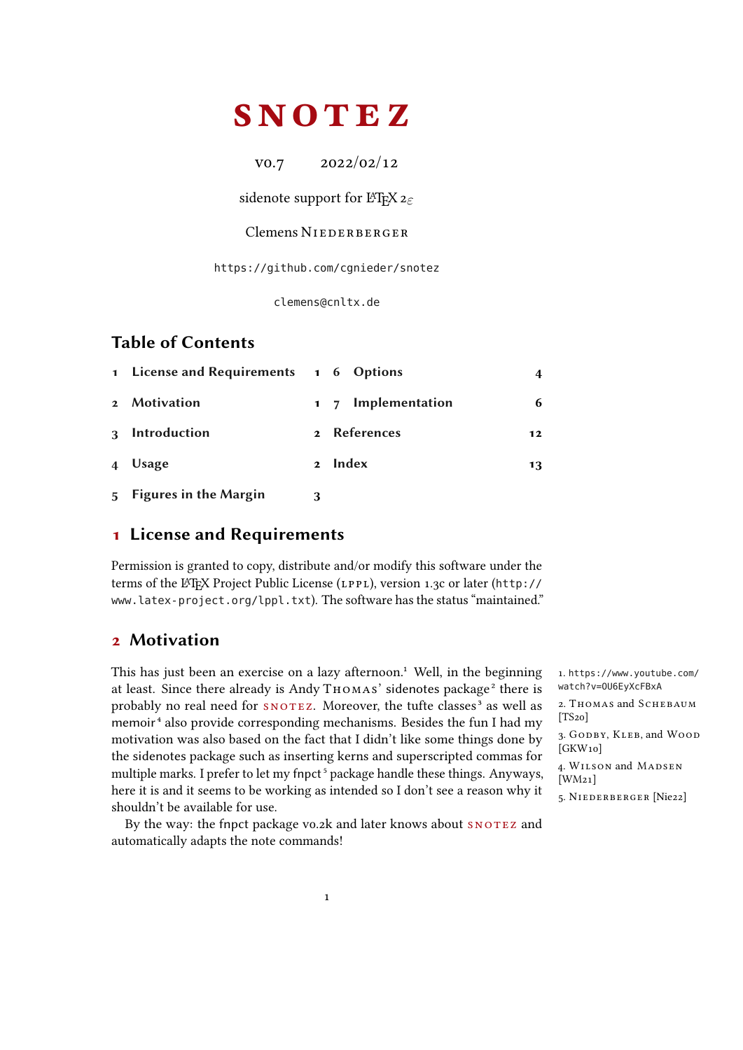# SNOTEZ

v0.7 2022/02/12

sidenote support for LaTeX 2ε

Clemens Niederberger

https://github.com/cgnieder/snotez

clemens@cnltx.de

## Table of Contents

| | | |
|---|---|---|
| 1 | License and Requirements | 1 |
| 2 | Motivation | 1 |
| 3 | Introduction | 2 |
| 4 | Usage | 2 |
| 5 | Figures in the Margin | 3 |
| 6 | Options | 4 |
| 7 | Implementation | 6 |
| | References | 12 |
| | Index | 13 |

## 1 License and Requirements

Permission is granted to copy, distribute and/or modify this software under the terms of the LaTeX Project Public License (LPPL), version 1.3c or later (http://www.latex-project.org/lppl.txt). The software has the status "maintained."

## 2 Motivation

This has just been an exercise on a lazy afternoon.[1] Well, in the beginning at least. Since there already is Andy Thomas' sidenotes package[2] there is probably no real need for SNOTEZ. Moreover, the tufte classes[3] as well as memoir[4] also provide corresponding mechanisms. Besides the fun I had my motivation was also based on the fact that I didn't like some things done by the sidenotes package such as inserting kerns and superscripted commas for multiple marks. I prefer to let my fnpct[5] package handle these things. Anyways, here it is and it seems to be working as intended so I don't see a reason why it shouldn't be available for use.

By the way: the fnpct package v0.2k and later knows about SNOTEZ and automatically adapts the note commands!

1. https://www.youtube.com/watch?v=0U6EyXcFBxA
2. Thomas and Schebaum [TS20]
3. Godby, Kleb, and Wood [GKW10]
4. Wilson and Madsen [WM21]
5. Niederberger [Nie22]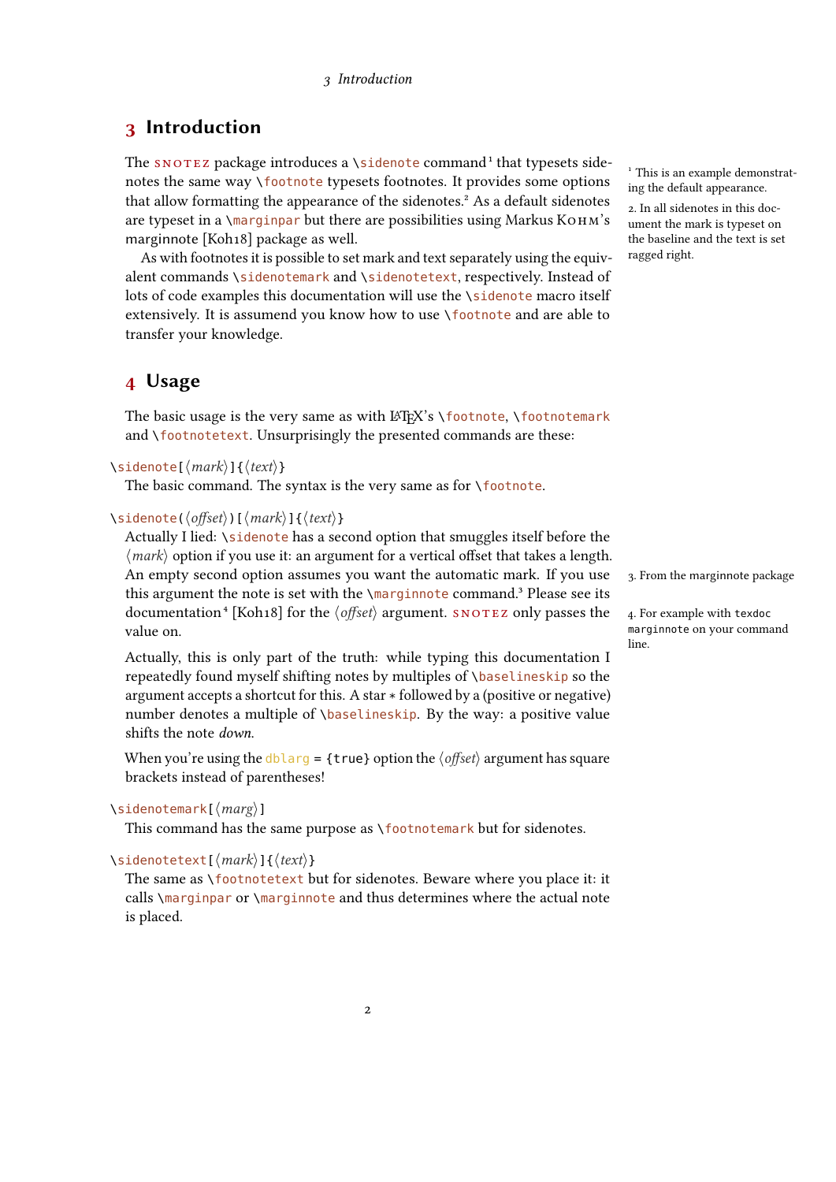# 3 Introduction

The snotez package introduces a \sidenote command[1] that typesets sidenotes the same way \footnote typesets footnotes. It provides some options that allow formatting the appearance of the sidenotes.[2] As a default sidenotes are typeset in a \marginpar but there are possibilities using Markus Kohm's marginnote [Koh18] package as well.

As with footnotes it is possible to set mark and text separately using the equivalent commands \sidenotemark and \sidenotetext, respectively. Instead of lots of code examples this documentation will use the \sidenote macro itself extensively. It is assumend you know how to use \footnote and are able to transfer your knowledge.

[1] This is an example demonstrating the default appearance.

2. In all sidenotes in this document the mark is typeset on the baseline and the text is set ragged right.

# 4 Usage

The basic usage is the very same as with LaTeX's \footnote, \footnotemark and \footnotetext. Unsurprisingly the presented commands are these:

\sidenote[⟨*mark*⟩]{⟨*text*⟩}

The basic command. The syntax is the very same as for \footnote.

\sidenote(⟨*offset*⟩)[⟨*mark*⟩]{⟨*text*⟩}

Actually I lied: \sidenote has a second option that smuggles itself before the ⟨*mark*⟩ option if you use it: an argument for a vertical offset that takes a length. An empty second option assumes you want the automatic mark. If you use this argument the note is set with the \marginnote command.[3] Please see its documentation[4] [Koh18] for the ⟨*offset*⟩ argument. snotez only passes the value on.

Actually, this is only part of the truth: while typing this documentation I repeatedly found myself shifting notes by multiples of \baselineskip so the argument accepts a shortcut for this. A star * followed by a (positive or negative) number denotes a multiple of \baselineskip. By the way: a positive value shifts the note *down*.

When you're using the dblarg = {true} option the ⟨*offset*⟩ argument has square brackets instead of parentheses!

3. From the marginnote package

4. For example with texdoc marginnote on your command line.

\sidenotemark[⟨*marg*⟩]

This command has the same purpose as \footnotemark but for sidenotes.

\sidenotetext[⟨*mark*⟩]{⟨*text*⟩}

The same as \footnotetext but for sidenotes. Beware where you place it: it calls \marginpar or \marginnote and thus determines where the actual note is placed.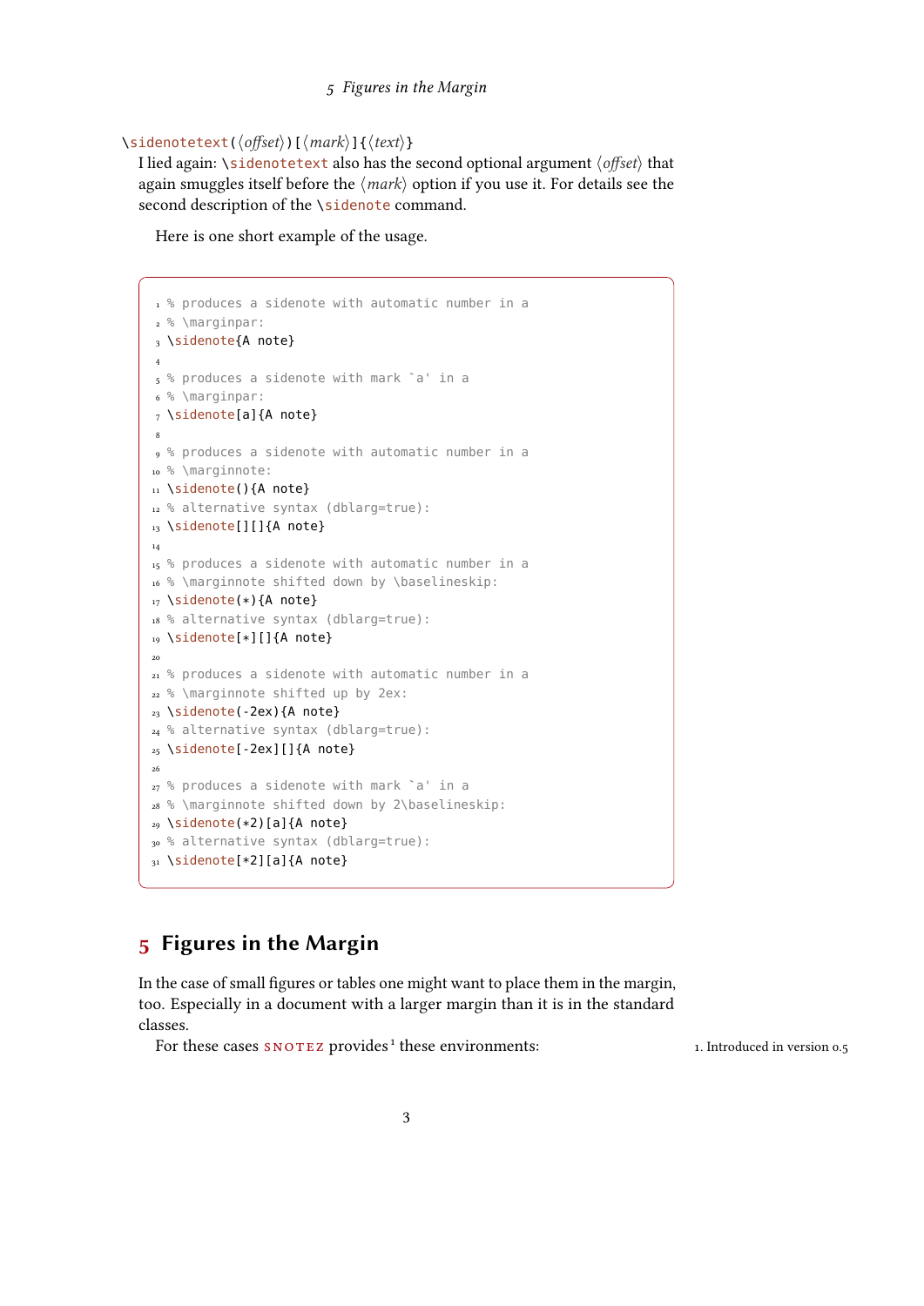\sidenotetext(⟨*offset*⟩)[⟨*mark*⟩]{⟨*text*⟩}

I lied again: \sidenotetext also has the second optional argument ⟨*offset*⟩ that again smuggles itself before the ⟨*mark*⟩ option if you use it. For details see the second description of the \sidenote command.

Here is one short example of the usage.

```
% produces a sidenote with automatic number in a
% \marginpar:
\sidenote{A note}

% produces a sidenote with mark `a' in a
% \marginpar:
\sidenote[a]{A note}

% produces a sidenote with automatic number in a
% \marginnote:
\sidenote(){A note}
% alternative syntax (dblarg=true):
\sidenote[][]{A note}

% produces a sidenote with automatic number in a
% \marginnote shifted down by \baselineskip:
\sidenote(*){A note}
% alternative syntax (dblarg=true):
\sidenote[*][]{A note}

% produces a sidenote with automatic number in a
% \marginnote shifted up by 2ex:
\sidenote(-2ex){A note}
% alternative syntax (dblarg=true):
\sidenote[-2ex][]{A note}

% produces a sidenote with mark `a' in a
% \marginnote shifted down by 2\baselineskip:
\sidenote(*2)[a]{A note}
% alternative syntax (dblarg=true):
\sidenote[*2][a]{A note}
```

## 5 Figures in the Margin

In the case of small figures or tables one might want to place them in the margin, too. Especially in a document with a larger margin than it is in the standard classes.

For these cases SNOTEZ provides[1] these environments:

1. Introduced in version 0.5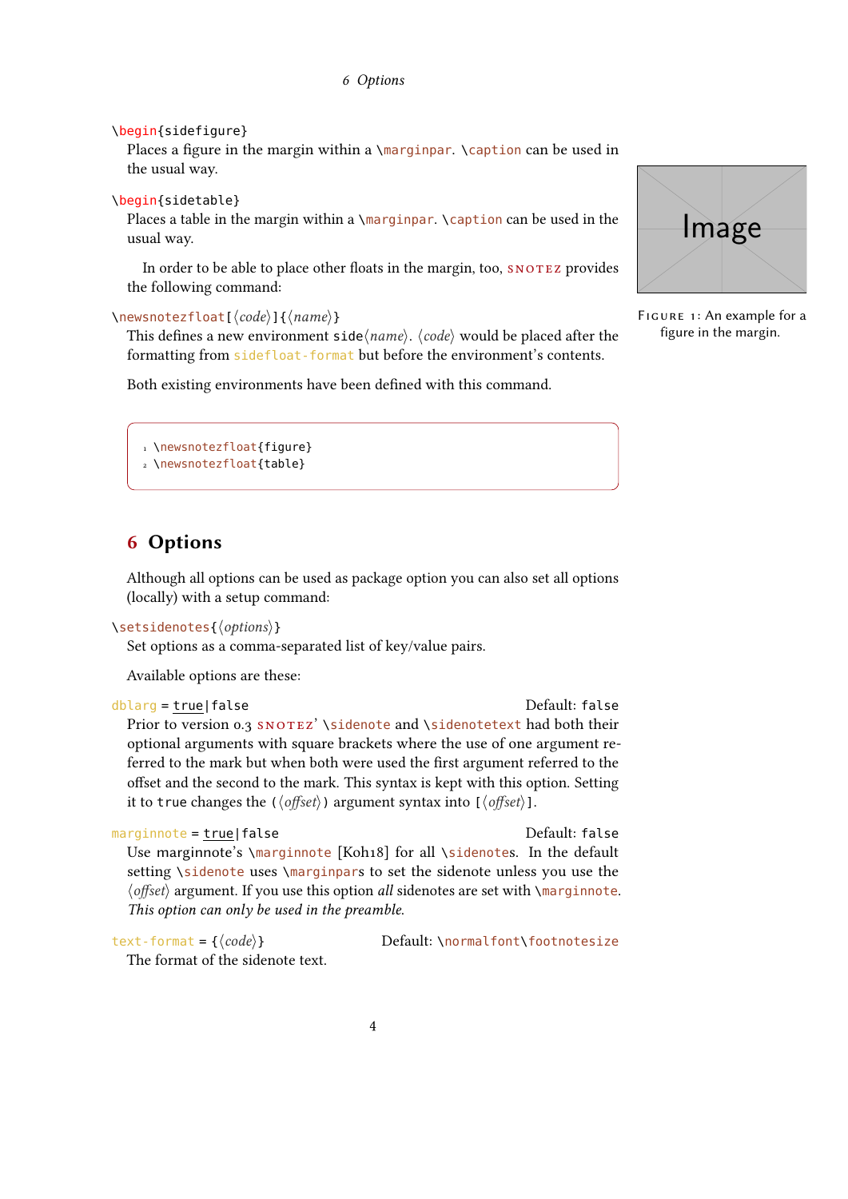`\begin{sidefigure}`
Places a figure in the margin within a `\marginpar`. `\caption` can be used in the usual way.

`\begin{sidetable}`
Places a table in the margin within a `\marginpar`. `\caption` can be used in the usual way.

In order to be able to place other floats in the margin, too, snotez provides the following command:

`\newsnotezfloat[⟨code⟩]{⟨name⟩}`
This defines a new environment `side⟨name⟩`. ⟨code⟩ would be placed after the formatting from `sidefloat-format` but before the environment's contents.

Both existing environments have been defined with this command.

```
\newsnotezfloat{figure}
\newsnotezfloat{table}
```

Figure 1: An example for a figure in the margin.

## 6 Options

Although all options can be used as package option you can also set all options (locally) with a setup command:

`\setsidenotes{⟨options⟩}`
Set options as a comma-separated list of key/value pairs.

Available options are these:

`dblarg = true|false` Default: `false`
Prior to version 0.3 snotez' `\sidenote` and `\sidenotetext` had both their optional arguments with square brackets where the use of one argument referred to the mark but when both were used the first argument referred to the offset and the second to the mark. This syntax is kept with this option. Setting it to `true` changes the `(⟨offset⟩)` argument syntax into `[⟨offset⟩]`.

`marginnote = true|false` Default: `false`
Use marginnote's `\marginnote` [Koh18] for all `\sidenote`s. In the default setting `\sidenote` uses `\marginpar`s to set the sidenote unless you use the ⟨offset⟩ argument. If you use this option *all* sidenotes are set with `\marginnote`. *This option can only be used in the preamble.*

`text-format = {⟨code⟩}` Default: `\normalfont\footnotesize`
The format of the sidenote text.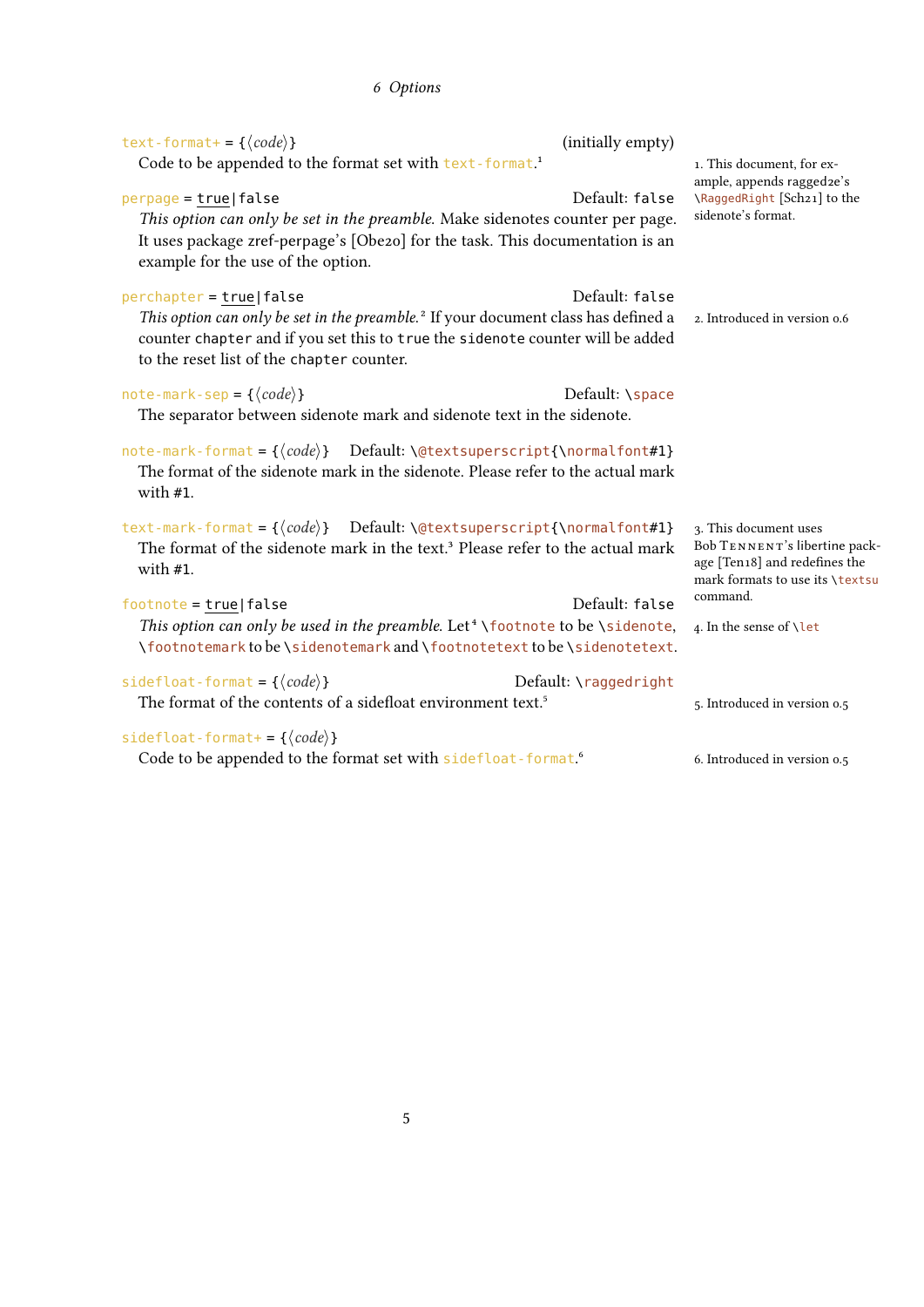`text-format+` = {⟨*code*⟩} (initially empty)
Code to be appended to the format set with `text-format`.[1]

`perpage` = true|false Default: `false`
*This option can only be set in the preamble.* Make sidenotes counter per page. It uses package zref-perpage's [Obe20] for the task. This documentation is an example for the use of the option.

`perchapter` = true|false Default: `false`
*This option can only be set in the preamble.*[2] If your document class has defined a counter `chapter` and if you set this to `true` the `sidenote` counter will be added to the reset list of the `chapter` counter.

`note-mark-sep` = {⟨*code*⟩} Default: `\space`
The separator between sidenote mark and sidenote text in the sidenote.

`note-mark-format` = {⟨*code*⟩} Default: `\@textsuperscript{\normalfont#1}`
The format of the sidenote mark in the sidenote. Please refer to the actual mark with `#1`.

`text-mark-format` = {⟨*code*⟩} Default: `\@textsuperscript{\normalfont#1}`
The format of the sidenote mark in the text.[3] Please refer to the actual mark with `#1`.

`footnote` = true|false Default: `false`
*This option can only be used in the preamble.* Let[4] `\footnote` to be `\sidenote`, `\footnotemark` to be `\sidenotemark` and `\footnotetext` to be `\sidenotetext`.

`sidefloat-format` = {⟨*code*⟩} Default: `\raggedright`
The format of the contents of a sidefloat environment text.[5]

`sidefloat-format+` = {⟨*code*⟩}
Code to be appended to the format set with `sidefloat-format`.[6]

1. This document, for example, appends ragged2e's `\RaggedRight` [Sch21] to the sidenote's format.

2. Introduced in version 0.6

3. This document uses Bob Tennent's libertine package [Ten18] and redefines the mark formats to use its `\textsu` command.

4. In the sense of `\let`

5. Introduced in version 0.5

6. Introduced in version 0.5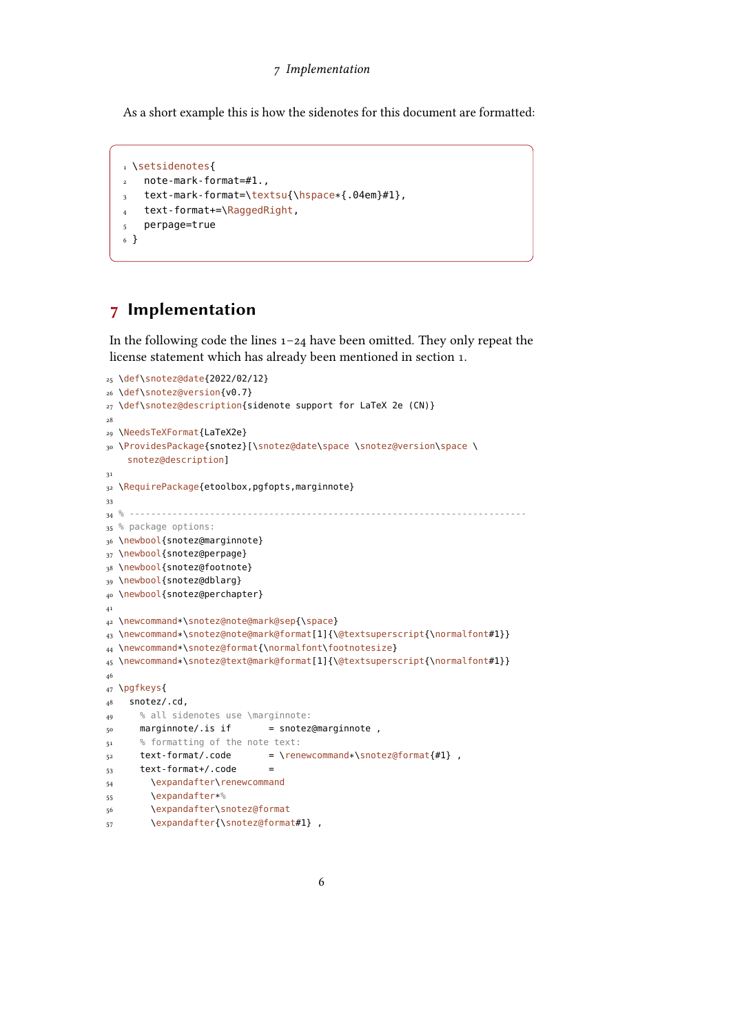As a short example this is how the sidenotes for this document are formatted:

```
\setsidenotes{
  note-mark-format=#1.,
  text-mark-format=\textsu{\hspace*{.04em}#1},
  text-format+=\RaggedRight,
  perpage=true
}
```

# 7 Implementation

In the following code the lines 1–24 have been omitted. They only repeat the license statement which has already been mentioned in section 1.

```
\def\snotez@date{2022/02/12}
\def\snotez@version{v0.7}
\def\snotez@description{sidenote support for LaTeX 2e (CN)}

\NeedsTeXFormat{LaTeX2e}
\ProvidesPackage{snotez}[\snotez@date\space \snotez@version\space \
  snotez@description]

\RequirePackage{etoolbox,pgfopts,marginnote}

% --------------------------------------------------------------------------
% package options:
\newbool{snotez@marginnote}
\newbool{snotez@perpage}
\newbool{snotez@footnote}
\newbool{snotez@dblarg}
\newbool{snotez@perchapter}

\newcommand*\snotez@note@mark@sep{\space}
\newcommand*\snotez@note@mark@format[1]{\@textsuperscript{\normalfont#1}}
\newcommand*\snotez@format{\normalfont\footnotesize}
\newcommand*\snotez@text@mark@format[1]{\@textsuperscript{\normalfont#1}}

\pgfkeys{
  snotez/.cd,
    % all sidenotes use \marginnote:
    marginnote/.is if       = snotez@marginnote ,
    % formatting of the note text:
    text-format/.code       = \renewcommand*\snotez@format{#1} ,
    text-format+/.code      =
      \expandafter\renewcommand
      \expandafter*%
      \expandafter\snotez@format
      \expandafter{\snotez@format#1} ,
```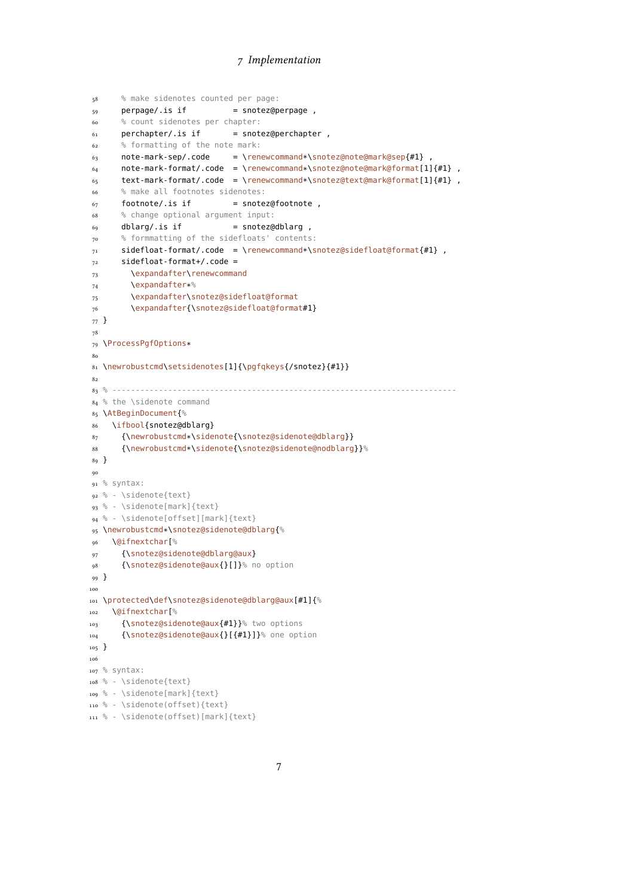```
    % make sidenotes counted per page:
    perpage/.is if          = snotez@perpage ,
    % count sidenotes per chapter:
    perchapter/.is if       = snotez@perchapter ,
    % formatting of the note mark:
    note-mark-sep/.code     = \renewcommand*\snotez@note@mark@sep{#1} ,
    note-mark-format/.code  = \renewcommand*\snotez@note@mark@format[1]{#1} ,
    text-mark-format/.code  = \renewcommand*\snotez@text@mark@format[1]{#1} ,
    % make all footnotes sidenotes:
    footnote/.is if         = snotez@footnote ,
    % change optional argument input:
    dblarg/.is if           = snotez@dblarg ,
    % formmatting of the sidefloats' contents:
    sidefloat-format/.code  = \renewcommand*\snotez@sidefloat@format{#1} ,
    sidefloat-format+/.code =
      \expandafter\renewcommand
      \expandafter*%
      \expandafter\snotez@sidefloat@format
      \expandafter{\snotez@sidefloat@format#1}
}

\ProcessPgfOptions*

\newrobustcmd\setsidenotes[1]{\pgfqkeys{/snotez}{#1}}

% --------------------------------------------------------------------------
% the \sidenote command
\AtBeginDocument{%
  \ifbool{snotez@dblarg}
    {\newrobustcmd*\sidenote{\snotez@sidenote@dblarg}}
    {\newrobustcmd*\sidenote{\snotez@sidenote@nodblarg}}%
}

% syntax:
% - \sidenote{text}
% - \sidenote[mark]{text}
% - \sidenote[offset][mark]{text}
\newrobustcmd*\snotez@sidenote@dblarg{%
  \@ifnextchar[%
    {\snotez@sidenote@dblarg@aux}
    {\snotez@sidenote@aux{}[]}% no option
}

\protected\def\snotez@sidenote@dblarg@aux[#1]{%
  \@ifnextchar[%
    {\snotez@sidenote@aux{#1}}% two options
    {\snotez@sidenote@aux{}[{#1}]}% one option
}

% syntax:
% - \sidenote{text}
% - \sidenote[mark]{text}
% - \sidenote(offset){text}
% - \sidenote(offset)[mark]{text}
```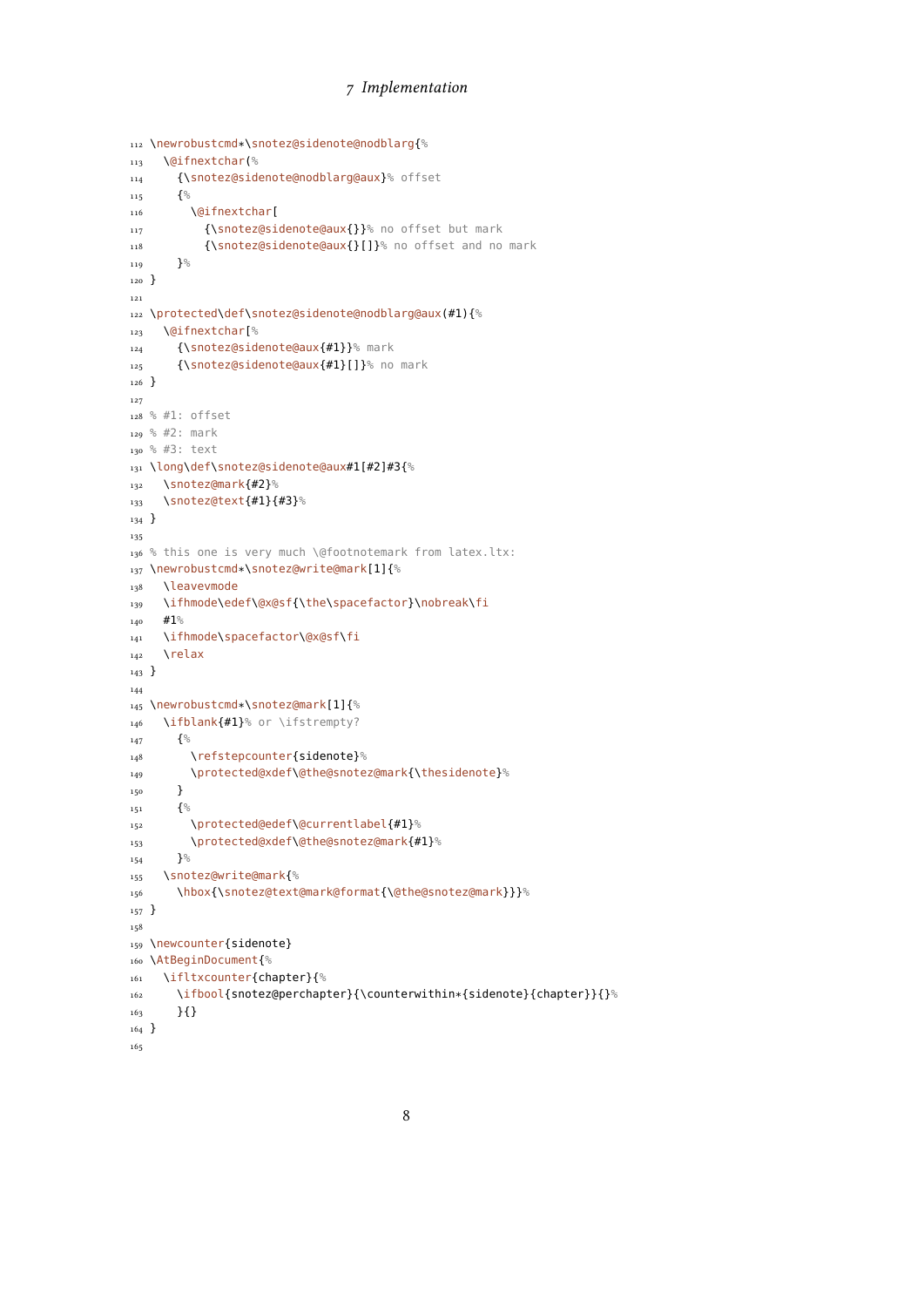```
\newrobustcmd*\snotez@sidenote@nodblarg{%
  \@ifnextchar(%
    {\snotez@sidenote@nodblarg@aux}% offset
    {%
      \@ifnextchar[
        {\snotez@sidenote@aux{}}% no offset but mark
        {\snotez@sidenote@aux{}[]}% no offset and no mark
    }%
}

\protected\def\snotez@sidenote@nodblarg@aux(#1){%
  \@ifnextchar[%
    {\snotez@sidenote@aux{#1}}% mark
    {\snotez@sidenote@aux{#1}[]}% no mark
}

% #1: offset
% #2: mark
% #3: text
\long\def\snotez@sidenote@aux#1[#2]#3{%
  \snotez@mark{#2}%
  \snotez@text{#1}{#3}%
}

% this one is very much \@footnotemark from latex.ltx:
\newrobustcmd*\snotez@write@mark[1]{%
  \leavevmode
  \ifhmode\edef\@x@sf{\the\spacefactor}\nobreak\fi
  #1%
  \ifhmode\spacefactor\@x@sf\fi
  \relax
}

\newrobustcmd*\snotez@mark[1]{%
  \ifblank{#1}% or \ifstrempty?
    {%
      \refstepcounter{sidenote}%
      \protected@xdef\@the@snotez@mark{\thesidenote}%
    }
    {%
      \protected@edef\@currentlabel{#1}%
      \protected@xdef\@the@snotez@mark{#1}%
    }%
  \snotez@write@mark{%
    \hbox{\snotez@text@mark@format{\@the@snotez@mark}}}%
}

\newcounter{sidenote}
\AtBeginDocument{%
  \ifltxcounter{chapter}{%
    \ifbool{snotez@perchapter}{\counterwithin*{sidenote}{chapter}}{}%
    }{}
}
```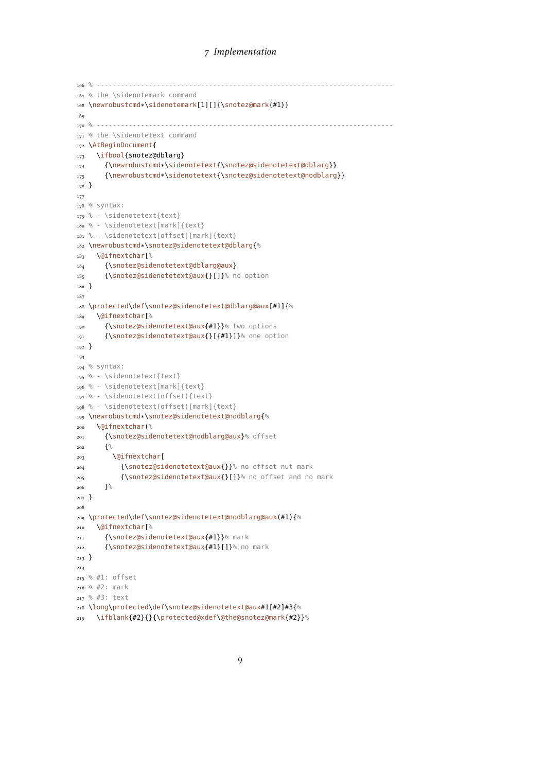```
% --------------------------------------------------------------------------
% the \sidenotemark command
\newrobustcmd*\sidenotemark[1][]{\snotez@mark{#1}}

% --------------------------------------------------------------------------
% the \sidenotetext command
\AtBeginDocument{
  \ifbool{snotez@dblarg}
    {\newrobustcmd*\sidenotetext{\snotez@sidenotetext@dblarg}}
    {\newrobustcmd*\sidenotetext{\snotez@sidenotetext@nodblarg}}
}

% syntax:
% - \sidenotetext{text}
% - \sidenotetext[mark]{text}
% - \sidenotetext[offset][mark]{text}
\newrobustcmd*\snotez@sidenotetext@dblarg{%
  \@ifnextchar[%
    {\snotez@sidenotetext@dblarg@aux}
    {\snotez@sidenotetext@aux{}[]}% no option
}

\protected\def\snotez@sidenotetext@dblarg@aux[#1]{%
  \@ifnextchar[%
    {\snotez@sidenotetext@aux{#1}}% two options
    {\snotez@sidenotetext@aux{}[{#1}]}% one option
}

% syntax:
% - \sidenotetext{text}
% - \sidenotetext[mark]{text}
% - \sidenotetext(offset){text}
% - \sidenotetext(offset)[mark]{text}
\newrobustcmd*\snotez@sidenotetext@nodblarg{%
  \@ifnextchar(%
    {\snotez@sidenotetext@nodblarg@aux}% offset
    {%
      \@ifnextchar[
        {\snotez@sidenotetext@aux{}}% no offset nut mark
        {\snotez@sidenotetext@aux{}[]}% no offset and no mark
    }%
}

\protected\def\snotez@sidenotetext@nodblarg@aux(#1){%
  \@ifnextchar[%
    {\snotez@sidenotetext@aux{#1}}% mark
    {\snotez@sidenotetext@aux{#1}[]}% no mark
}

% #1: offset
% #2: mark
% #3: text
\long\protected\def\snotez@sidenotetext@aux#1[#2]#3{%
  \ifblank{#2}{}{\protected@xdef\@the@snotez@mark{#2}}%
```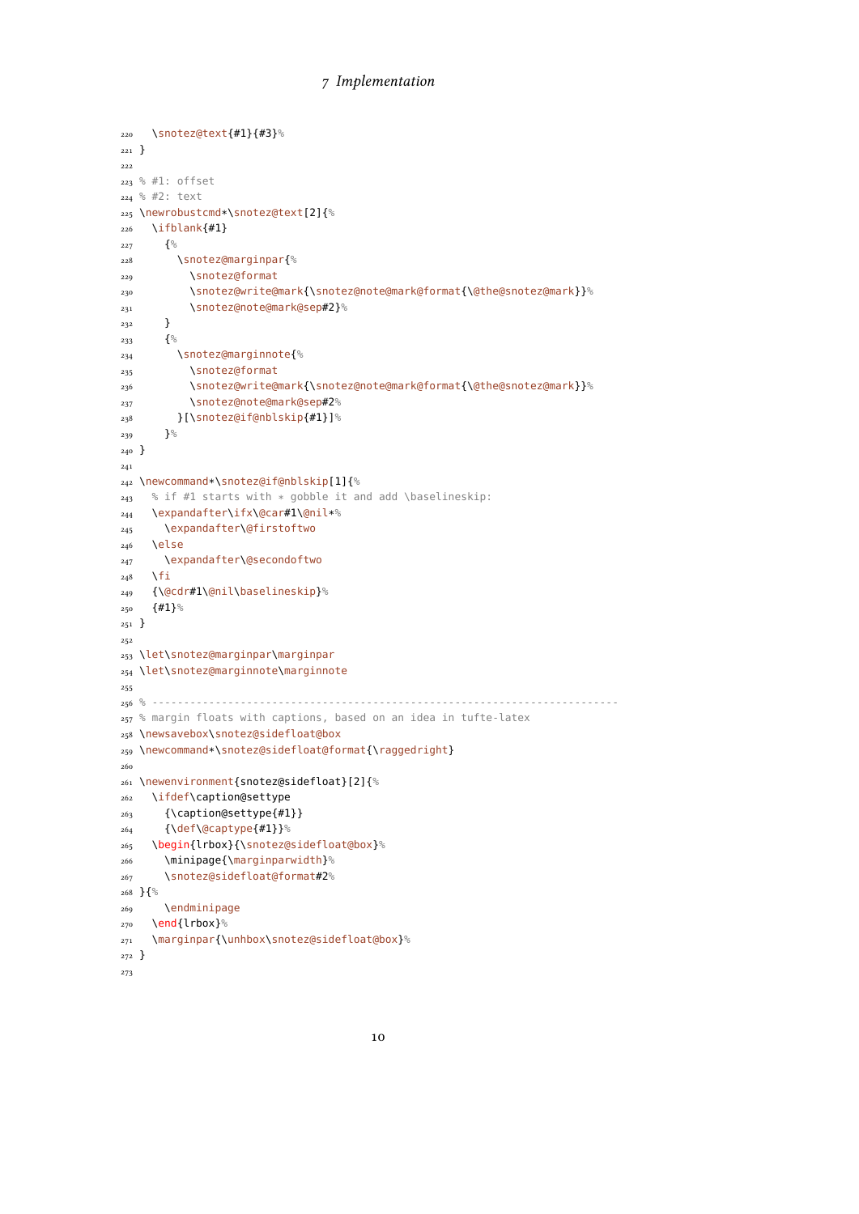```
220   \snotez@text{#1}{#3}%
221 }
222
223 % #1: offset
224 % #2: text
225 \newrobustcmd*\snotez@text[2]{%
226   \ifblank{#1}
227     {%
228       \snotez@marginpar{%
229         \snotez@format
230         \snotez@write@mark{\snotez@note@mark@format{\@the@snotez@mark}}%
231         \snotez@note@mark@sep#2}%
232     }
233     {%
234       \snotez@marginnote{%
235         \snotez@format
236         \snotez@write@mark{\snotez@note@mark@format{\@the@snotez@mark}}%
237         \snotez@note@mark@sep#2%
238       }[\snotez@if@nblskip{#1}]%
239     }%
240 }
241
242 \newcommand*\snotez@if@nblskip[1]{%
243   % if #1 starts with * gobble it and add \baselineskip:
244   \expandafter\ifx\@car#1\@nil*%
245     \expandafter\@firstoftwo
246   \else
247     \expandafter\@secondoftwo
248   \fi
249   {\@cdr#1\@nil\baselineskip}%
250   {#1}%
251 }
252
253 \let\snotez@marginpar\marginpar
254 \let\snotez@marginnote\marginnote
255
256 % ----------------------------------------------------------------------------
257 % margin floats with captions, based on an idea in tufte-latex
258 \newsavebox\snotez@sidefloat@box
259 \newcommand*\snotez@sidefloat@format{\raggedright}
260
261 \newenvironment{snotez@sidefloat}[2]{%
262   \ifdef\caption@settype
263     {\caption@settype{#1}}
264     {\def\@captype{#1}}%
265   \begin{lrbox}{\snotez@sidefloat@box}%
266     \minipage{\marginparwidth}%
267     \snotez@sidefloat@format#2%
268 }{%
269     \endminipage
270   \end{lrbox}%
271   \marginpar{\unhbox\snotez@sidefloat@box}%
272 }
273
```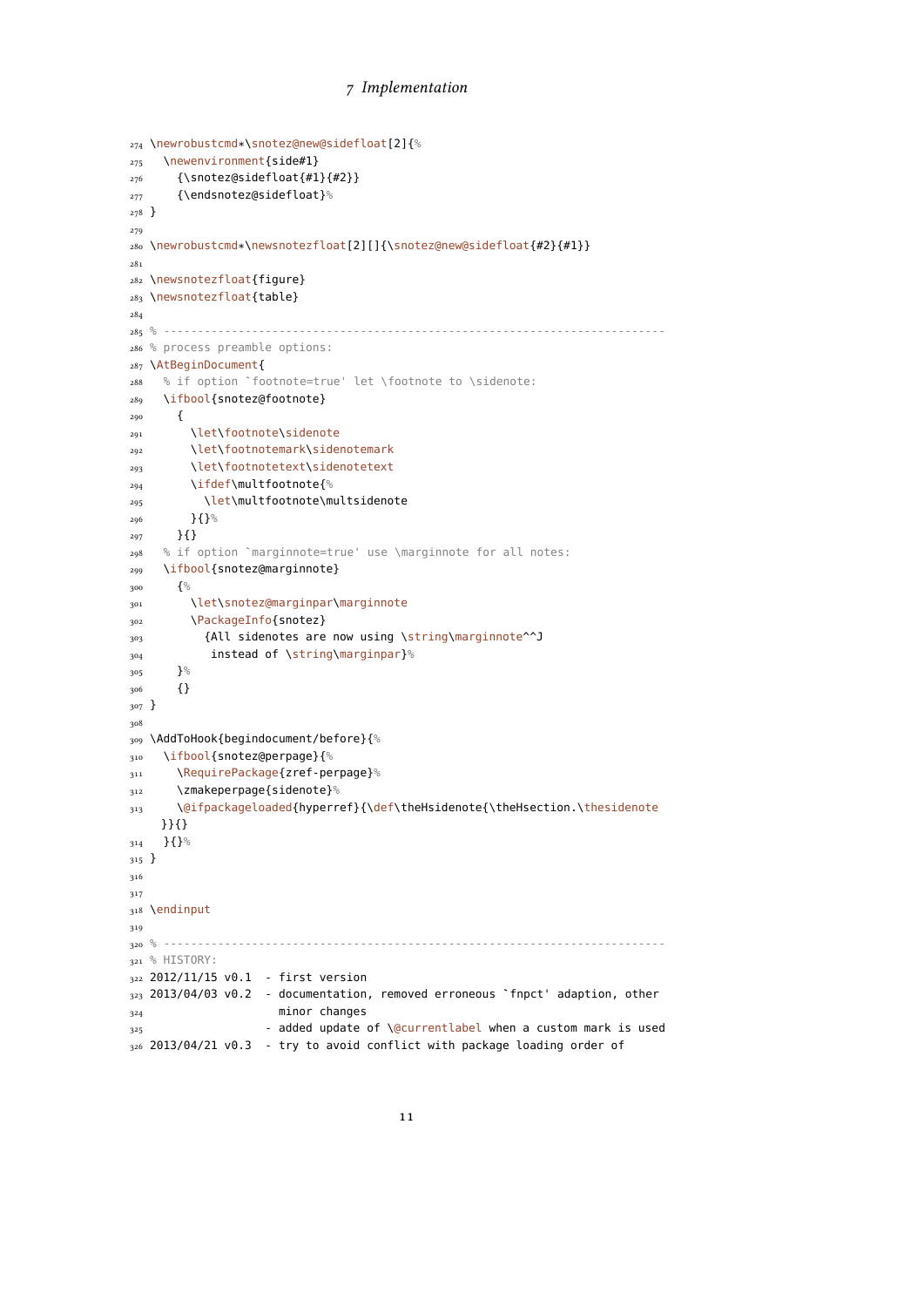```
274 \newrobustcmd*\snotez@new@sidefloat[2]{%
275   \newenvironment{side#1}
276     {\snotez@sidefloat{#1}{#2}}
277     {\endsnotez@sidefloat}%
278 }
279
280 \newrobustcmd*\newsnotezfloat[2][]{\snotez@new@sidefloat{#2}{#1}}
281
282 \newsnotezfloat{figure}
283 \newsnotezfloat{table}
284
285 % -------------------------------------------------------------------------
286 % process preamble options:
287 \AtBeginDocument{
288   % if option `footnote=true' let \footnote to \sidenote:
289   \ifbool{snotez@footnote}
290     {
291       \let\footnote\sidenote
292       \let\footnotemark\sidenotemark
293       \let\footnotetext\sidenotetext
294       \ifdef\multfootnote{%
295         \let\multfootnote\multsidenote
296       }{}%
297     }{}
298   % if option `marginnote=true' use \marginnote for all notes:
299   \ifbool{snotez@marginnote}
300     {%
301       \let\snotez@marginpar\marginnote
302       \PackageInfo{snotez}
303         {All sidenotes are now using \string\marginnote^^J
304          instead of \string\marginpar}%
305     }%
306     {}
307 }
308
309 \AddToHook{begindocument/before}{%
310   \ifbool{snotez@perpage}{%
311     \RequirePackage{zref-perpage}%
312     \zmakeperpage{sidenote}%
313     \@ifpackageloaded{hyperref}{\def\theHsidenote{\theHsection.\thesidenote
      }}{}
314   }{}%
315 }
316
317
318 \endinput
319
320 % -------------------------------------------------------------------------
321 % HISTORY:
322 2012/11/15 v0.1  - first version
323 2013/04/03 v0.2  - documentation, removed erroneous `fnpct' adaption, other
324                    minor changes
325                  - added update of \@currentlabel when a custom mark is used
326 2013/04/21 v0.3  - try to avoid conflict with package loading order of
```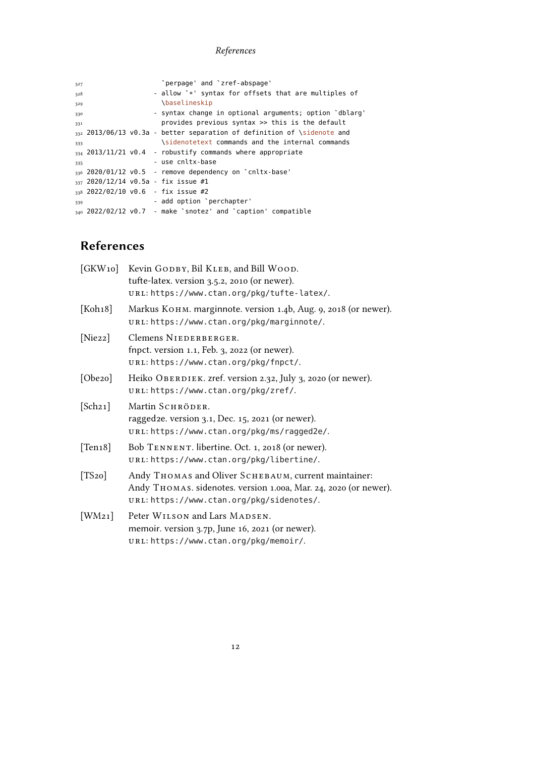```
327                    `perpage' and `zref-abspage'
328                  - allow `*' syntax for offsets that are multiples of
329                    \baselineskip
330                  - syntax change in optional arguments; option `dblarg'
331                    provides previous syntax >> this is the default
332 2013/06/13 v0.3a - better separation of definition of \sidenote and
333                    \sidenotetext commands and the internal commands
334 2013/11/21 v0.4  - robustify commands where appropriate
335                  - use cnltx-base
336 2020/01/12 v0.5  - remove dependency on `cnltx-base'
337 2020/12/14 v0.5a - fix issue #1
338 2022/02/10 v0.6  - fix issue #2
339                  - add option `perchapter'
340 2022/02/12 v0.7  - make `snotez' and `caption' compatible
```

## References

[GKW10] Kevin Godby, Bil Kleb, and Bill Wood. tufte-latex. version 3.5.2, 2010 (or newer). URL: https://www.ctan.org/pkg/tufte-latex/.

[Koh18] Markus Kohm. marginnote. version 1.4b, Aug. 9, 2018 (or newer). URL: https://www.ctan.org/pkg/marginnote/.

[Nie22] Clemens Niederberger. fnpct. version 1.1, Feb. 3, 2022 (or newer). URL: https://www.ctan.org/pkg/fnpct/.

[Obe20] Heiko Oberdiek. zref. version 2.32, July 3, 2020 (or newer). URL: https://www.ctan.org/pkg/zref/.

[Sch21] Martin Schröder. ragged2e. version 3.1, Dec. 15, 2021 (or newer). URL: https://www.ctan.org/pkg/ms/ragged2e/.

[Ten18] Bob Tennent. libertine. Oct. 1, 2018 (or newer). URL: https://www.ctan.org/pkg/libertine/.

[TS20] Andy Thomas and Oliver Schebaum, current maintainer: Andy Thomas. sidenotes. version 1.00a, Mar. 24, 2020 (or newer). URL: https://www.ctan.org/pkg/sidenotes/.

[WM21] Peter Wilson and Lars Madsen. memoir. version 3.7p, June 16, 2021 (or newer). URL: https://www.ctan.org/pkg/memoir/.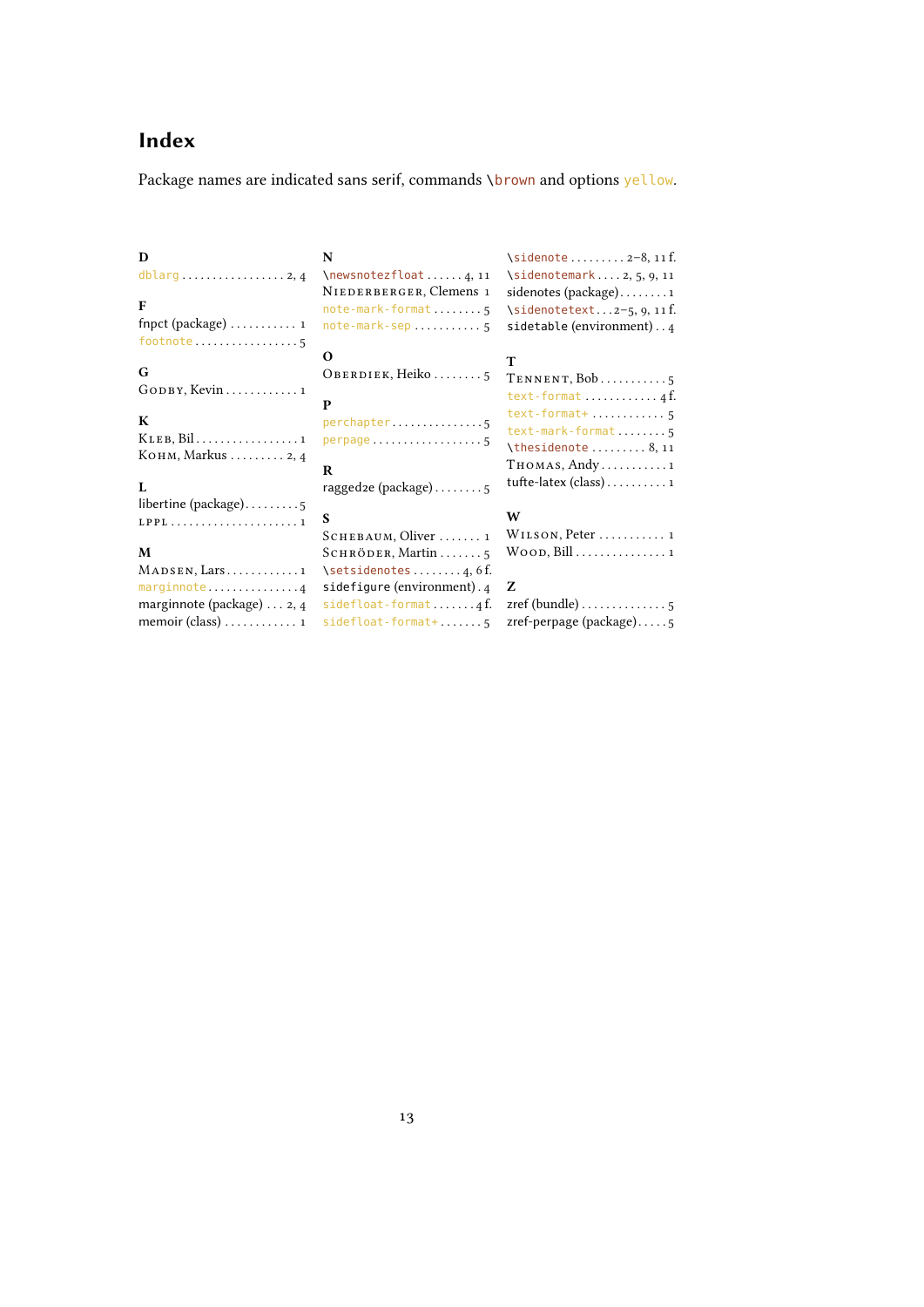# Index

Package names are indicated sans serif, commands \brown and options yellow.

**D**

dblarg . . . . . . . . . . . . . . . . . 2, 4

**F**

fnpct (package) . . . . . . . . . . . 1

footnote . . . . . . . . . . . . . . . . . 5

**G**

Godby, Kevin . . . . . . . . . . . . 1

**K**

Kleb, Bil . . . . . . . . . . . . . . . . . 1

Kohm, Markus . . . . . . . . . 2, 4

**L**

libertine (package) . . . . . . . . . 5

lppl . . . . . . . . . . . . . . . . . . . . . 1

**M**

Madsen, Lars . . . . . . . . . . . . 1

marginnote . . . . . . . . . . . . . . . 4

marginnote (package) . . . 2, 4

memoir (class) . . . . . . . . . . . . 1

**N**

\newsnotezfloat . . . . . . 4, 11

Niederberger, Clemens 1

note-mark-format . . . . . . . . 5

note-mark-sep . . . . . . . . . . . 5

**O**

Oberdiek, Heiko . . . . . . . . 5

**P**

perchapter . . . . . . . . . . . . . . . 5

perpage . . . . . . . . . . . . . . . . . . 5

**R**

ragged2e (package) . . . . . . . . 5

**S**

Schebaum, Oliver . . . . . . . 1

Schröder, Martin . . . . . . . 5

\setsidenotes . . . . . . . . 4, 6 f.

sidefigure (environment) . 4

sidefloat-format . . . . . . . 4 f.

sidefloat-format+ . . . . . . . 5

\sidenote . . . . . . . . . 2–8, 11 f.

\sidenotemark . . . . 2, 5, 9, 11

sidenotes (package) . . . . . . . . 1

\sidenotetext . . . 2–5, 9, 11 f.

sidetable (environment) . . 4

**T**

Tennent, Bob . . . . . . . . . . . 5

text-format . . . . . . . . . . . . 4 f.

text-format+ . . . . . . . . . . . . 5

text-mark-format . . . . . . . . 5

\thesidenote . . . . . . . . . 8, 11

Thomas, Andy . . . . . . . . . . . 1

tufte-latex (class) . . . . . . . . . 1

**W**

Wilson, Peter . . . . . . . . . . . 1

Wood, Bill . . . . . . . . . . . . . . . 1

**Z**

zref (bundle) . . . . . . . . . . . . . 5

zref-perpage (package) . . . . . 5